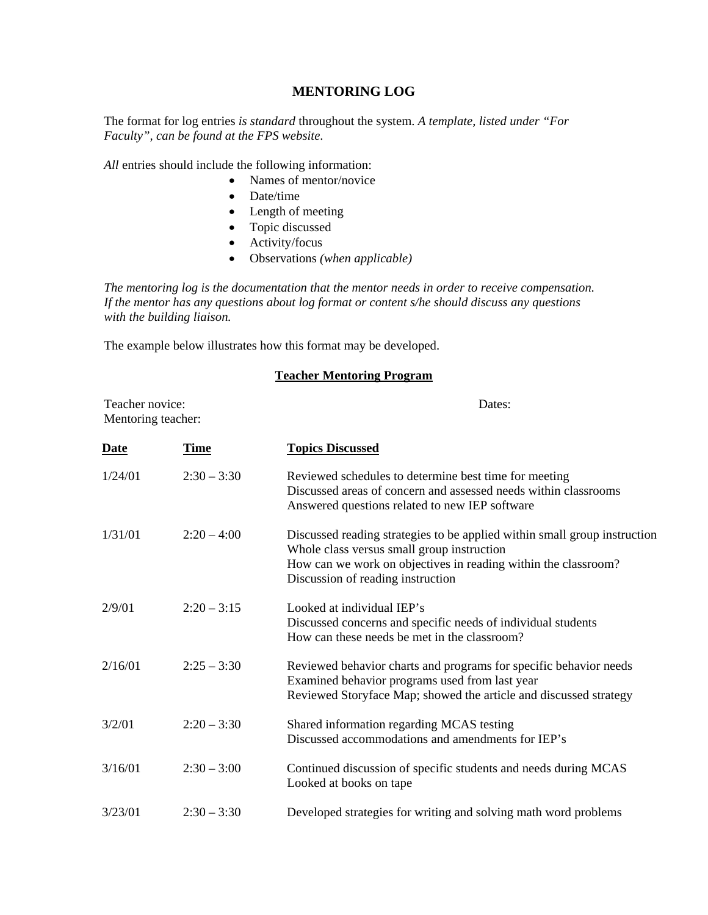# MENTORING LOG

The format for log entries *is standard* throughout the system. *A template, listed under "For Faculty", can be found at the FPS website.*

*All* entries should include the following information:

- Names of mentor/novice
- Date/time
- Length of meeting
- Topic discussed
- Activity/focus
- Observations *(when applicable)*

*The mentoring log is the documentation that the mentor needs in order to receive compensation. If the mentor has any questions about log format or content s/he should discuss any questions with the building liaison.*

The example below illustrates how this format may be developed.

## Teacher Mentoring Program

Teacher novice: Dates:
Mentoring teacher:

| Date | Time | Topics Discussed |
|---|---|---|
| 1/24/01 | 2:30 – 3:30 | Reviewed schedules to determine best time for meeting<br>Discussed areas of concern and assessed needs within classrooms<br>Answered questions related to new IEP software |
| 1/31/01 | 2:20 – 4:00 | Discussed reading strategies to be applied within small group instruction<br>Whole class versus small group instruction<br>How can we work on objectives in reading within the classroom?<br>Discussion of reading instruction |
| 2/9/01 | 2:20 – 3:15 | Looked at individual IEP's<br>Discussed concerns and specific needs of individual students<br>How can these needs be met in the classroom? |
| 2/16/01 | 2:25 – 3:30 | Reviewed behavior charts and programs for specific behavior needs<br>Examined behavior programs used from last year<br>Reviewed Storyface Map; showed the article and discussed strategy |
| 3/2/01 | 2:20 – 3:30 | Shared information regarding MCAS testing<br>Discussed accommodations and amendments for IEP's |
| 3/16/01 | 2:30 – 3:00 | Continued discussion of specific students and needs during MCAS<br>Looked at books on tape |
| 3/23/01 | 2:30 – 3:30 | Developed strategies for writing and solving math word problems |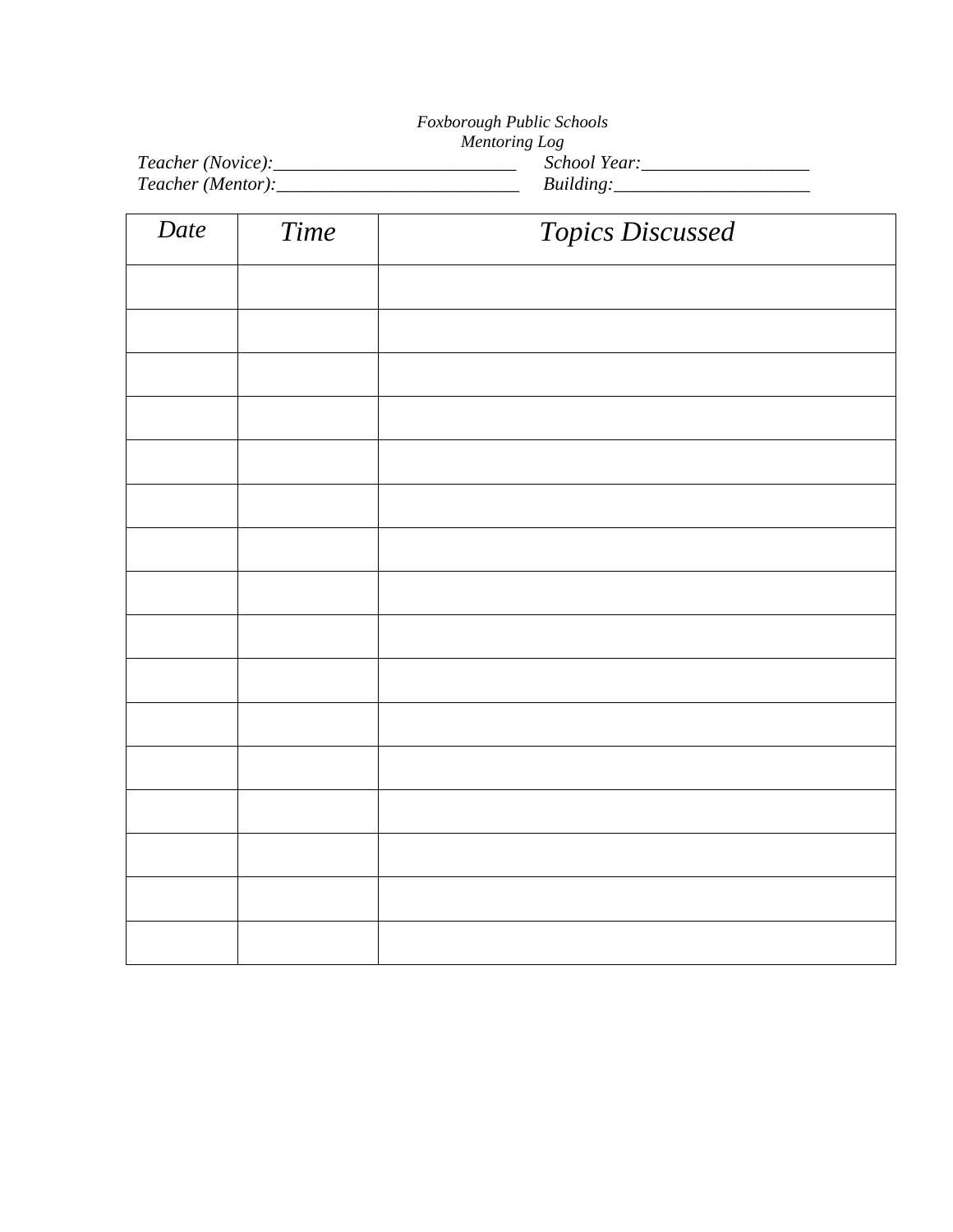*Foxborough Public Schools*
*Mentoring Log*

*Teacher (Novice):___________________________* *School Year:__________________*
*Teacher (Mentor):___________________________* *Building:_____________________*

| *Date* | *Time* | *Topics Discussed* |
|---|---|---|
| | | |
| | | |
| | | |
| | | |
| | | |
| | | |
| | | |
| | | |
| | | |
| | | |
| | | |
| | | |
| | | |
| | | |
| | | |
| | | |